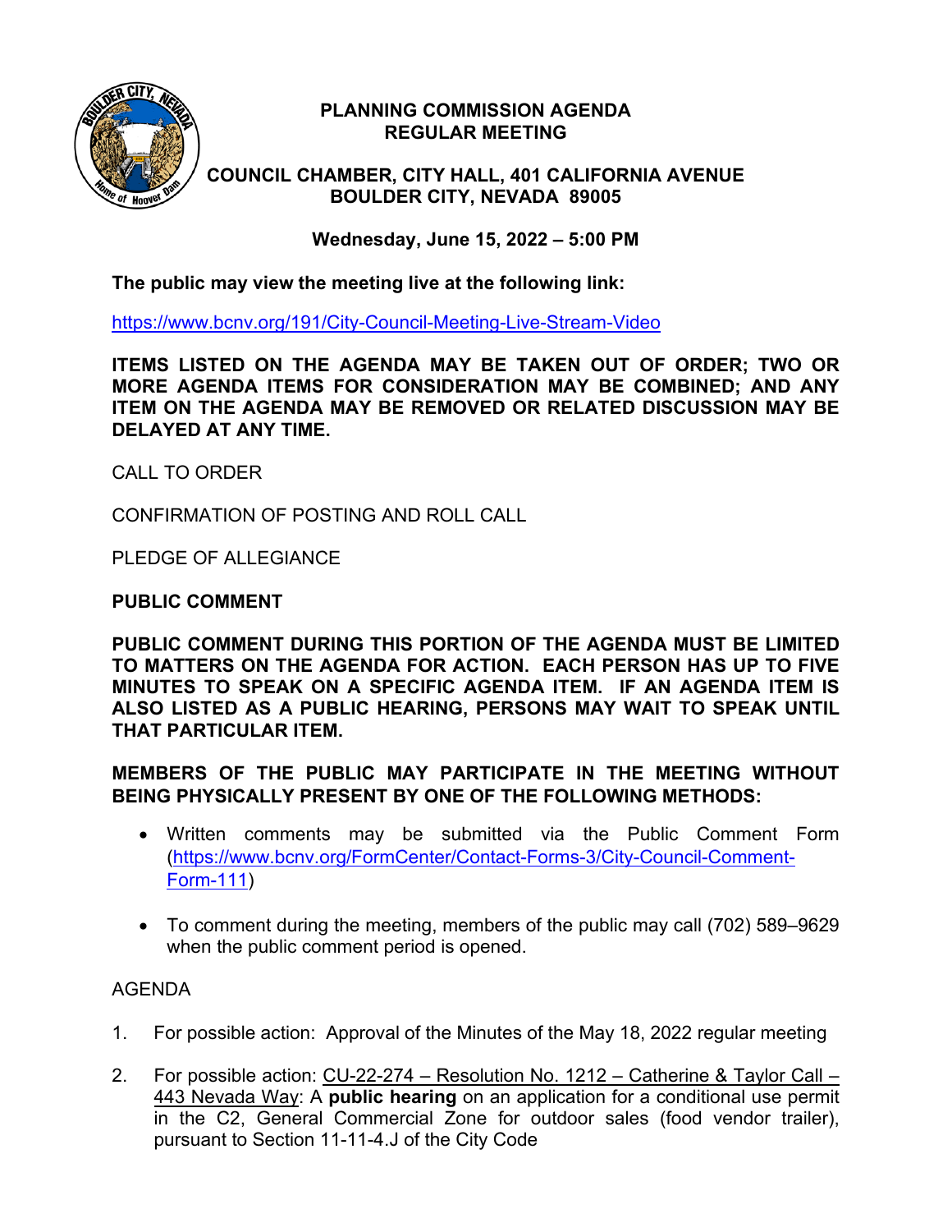# PLANNING COMMISSION AGENDA
## REGULAR MEETING

**COUNCIL CHAMBER, CITY HALL, 401 CALIFORNIA AVENUE**
**BOULDER CITY, NEVADA 89005**

**Wednesday, June 15, 2022 – 5:00 PM**

**The public may view the meeting live at the following link:**

https://www.bcnv.org/191/City-Council-Meeting-Live-Stream-Video

**ITEMS LISTED ON THE AGENDA MAY BE TAKEN OUT OF ORDER; TWO OR MORE AGENDA ITEMS FOR CONSIDERATION MAY BE COMBINED; AND ANY ITEM ON THE AGENDA MAY BE REMOVED OR RELATED DISCUSSION MAY BE DELAYED AT ANY TIME.**

CALL TO ORDER

CONFIRMATION OF POSTING AND ROLL CALL

PLEDGE OF ALLEGIANCE

**PUBLIC COMMENT**

**PUBLIC COMMENT DURING THIS PORTION OF THE AGENDA MUST BE LIMITED TO MATTERS ON THE AGENDA FOR ACTION. EACH PERSON HAS UP TO FIVE MINUTES TO SPEAK ON A SPECIFIC AGENDA ITEM. IF AN AGENDA ITEM IS ALSO LISTED AS A PUBLIC HEARING, PERSONS MAY WAIT TO SPEAK UNTIL THAT PARTICULAR ITEM.**

**MEMBERS OF THE PUBLIC MAY PARTICIPATE IN THE MEETING WITHOUT BEING PHYSICALLY PRESENT BY ONE OF THE FOLLOWING METHODS:**

- Written comments may be submitted via the Public Comment Form (https://www.bcnv.org/FormCenter/Contact-Forms-3/City-Council-Comment-Form-111)
- To comment during the meeting, members of the public may call (702) 589–9629 when the public comment period is opened.

AGENDA

1. For possible action: Approval of the Minutes of the May 18, 2022 regular meeting

2. For possible action: CU-22-274 – Resolution No. 1212 – Catherine & Taylor Call – 443 Nevada Way: A **public hearing** on an application for a conditional use permit in the C2, General Commercial Zone for outdoor sales (food vendor trailer), pursuant to Section 11-11-4.J of the City Code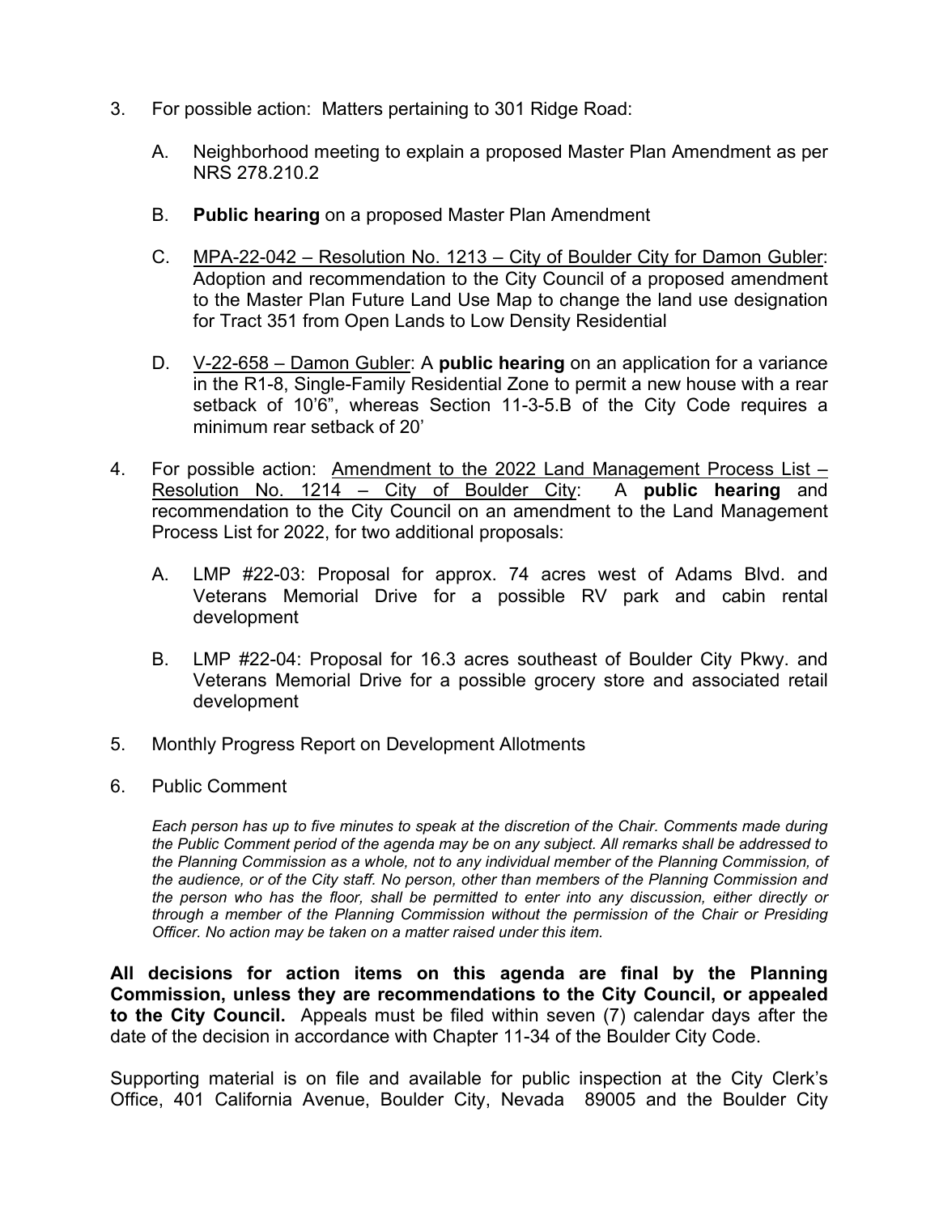3. For possible action: Matters pertaining to 301 Ridge Road:

   A. Neighborhood meeting to explain a proposed Master Plan Amendment as per NRS 278.210.2

   B. **Public hearing** on a proposed Master Plan Amendment

   C. MPA-22-042 – Resolution No. 1213 – City of Boulder City for Damon Gubler: Adoption and recommendation to the City Council of a proposed amendment to the Master Plan Future Land Use Map to change the land use designation for Tract 351 from Open Lands to Low Density Residential

   D. V-22-658 – Damon Gubler: A **public hearing** on an application for a variance in the R1-8, Single-Family Residential Zone to permit a new house with a rear setback of 10'6", whereas Section 11-3-5.B of the City Code requires a minimum rear setback of 20'

4. For possible action: Amendment to the 2022 Land Management Process List – Resolution No. 1214 – City of Boulder City: A **public hearing** and recommendation to the City Council on an amendment to the Land Management Process List for 2022, for two additional proposals:

   A. LMP #22-03: Proposal for approx. 74 acres west of Adams Blvd. and Veterans Memorial Drive for a possible RV park and cabin rental development

   B. LMP #22-04: Proposal for 16.3 acres southeast of Boulder City Pkwy. and Veterans Memorial Drive for a possible grocery store and associated retail development

5. Monthly Progress Report on Development Allotments

6. Public Comment

   *Each person has up to five minutes to speak at the discretion of the Chair. Comments made during the Public Comment period of the agenda may be on any subject. All remarks shall be addressed to the Planning Commission as a whole, not to any individual member of the Planning Commission, of the audience, or of the City staff. No person, other than members of the Planning Commission and the person who has the floor, shall be permitted to enter into any discussion, either directly or through a member of the Planning Commission without the permission of the Chair or Presiding Officer. No action may be taken on a matter raised under this item.*

**All decisions for action items on this agenda are final by the Planning Commission, unless they are recommendations to the City Council, or appealed to the City Council.** Appeals must be filed within seven (7) calendar days after the date of the decision in accordance with Chapter 11-34 of the Boulder City Code.

Supporting material is on file and available for public inspection at the City Clerk's Office, 401 California Avenue, Boulder City, Nevada 89005 and the Boulder City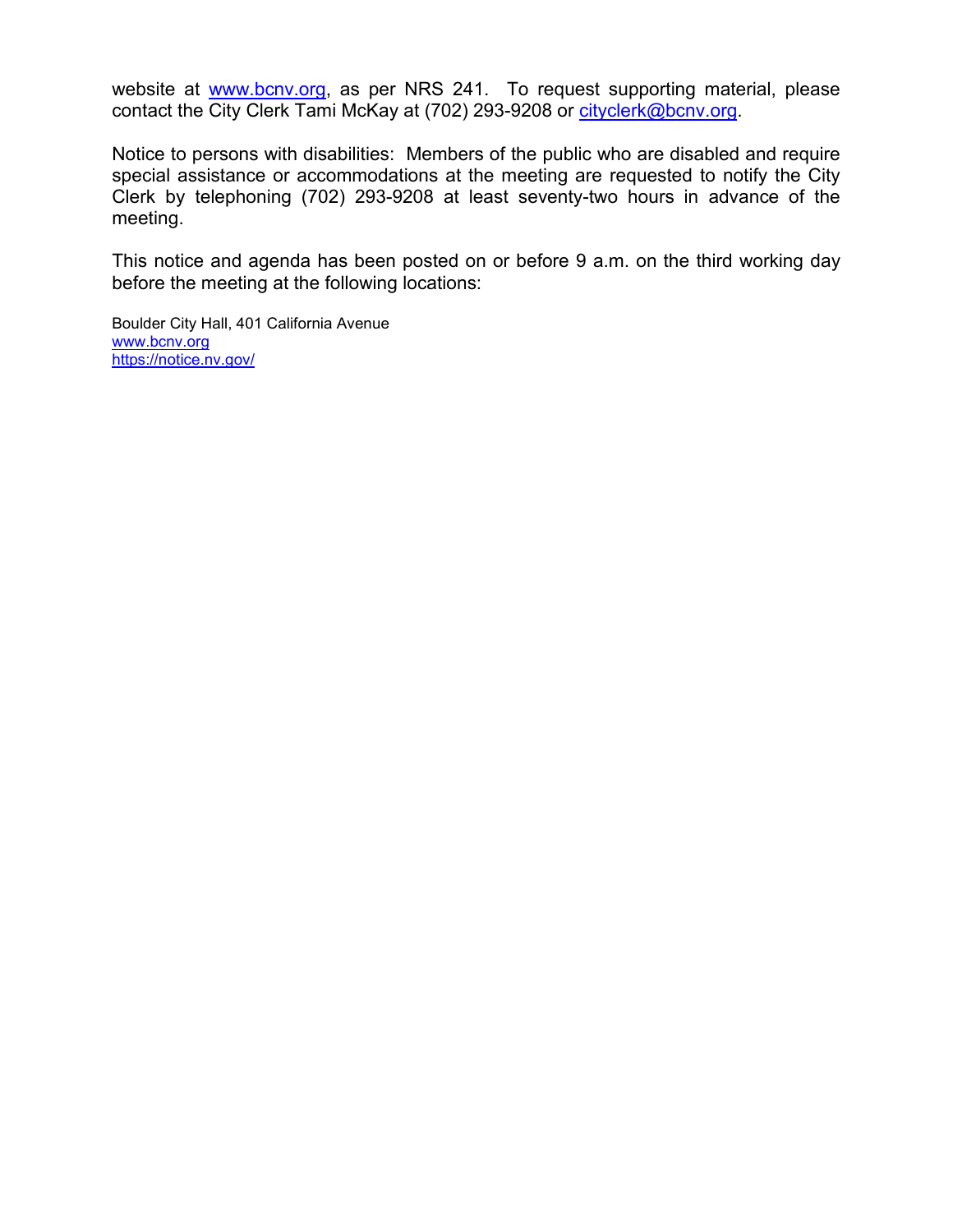website at www.bcnv.org, as per NRS 241. To request supporting material, please contact the City Clerk Tami McKay at (702) 293-9208 or cityclerk@bcnv.org.

Notice to persons with disabilities: Members of the public who are disabled and require special assistance or accommodations at the meeting are requested to notify the City Clerk by telephoning (702) 293-9208 at least seventy-two hours in advance of the meeting.

This notice and agenda has been posted on or before 9 a.m. on the third working day before the meeting at the following locations:

Boulder City Hall, 401 California Avenue
www.bcnv.org
https://notice.nv.gov/